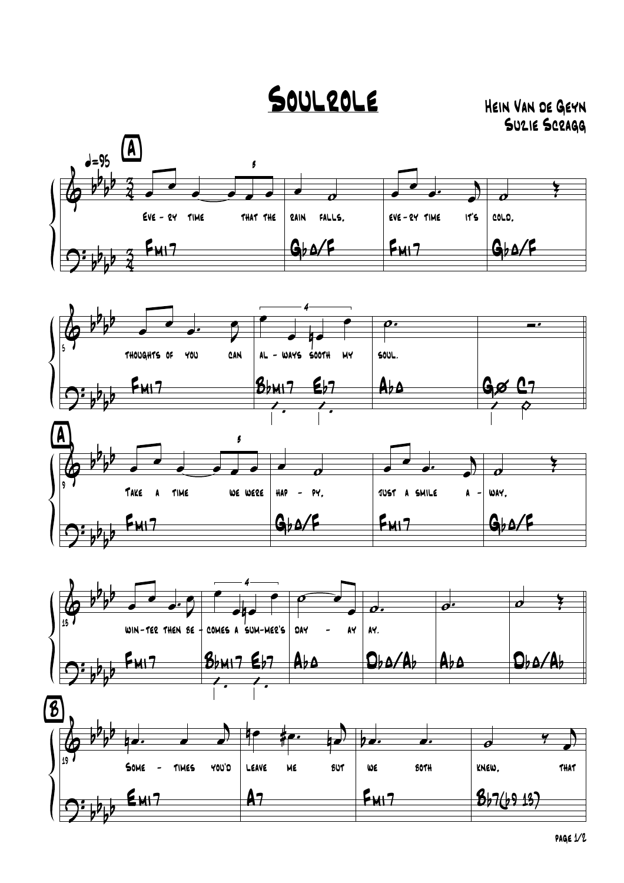# Soulzole

Hein Van de Geyn
Suzie Scragg

**A**

♩=95

Eve - ry time that the rain falls, eve - ry time it's cold,

Fmi7 | G♭Δ/F | Fmi7 | G♭Δ/F

thoughts of you can al - ways sooth my soul.

Fmi7 | B♭mi7 E♭7 | A♭Δ | Gø C7

**A**

Take a time we were hap - py, just a smile a - way,

Fmi7 | G♭Δ/F | Fmi7 | G♭Δ/F

win-ter then be - comes a sum-mer's day - ay ay.

Fmi7 | B♭mi7 E♭7 | A♭Δ | D♭Δ/A♭ | A♭Δ | D♭Δ/A♭

**B**

Some - times you'd leave me but we both knew, that

Emi7 | A7 | Fmi7 | B♭7(♭9 13)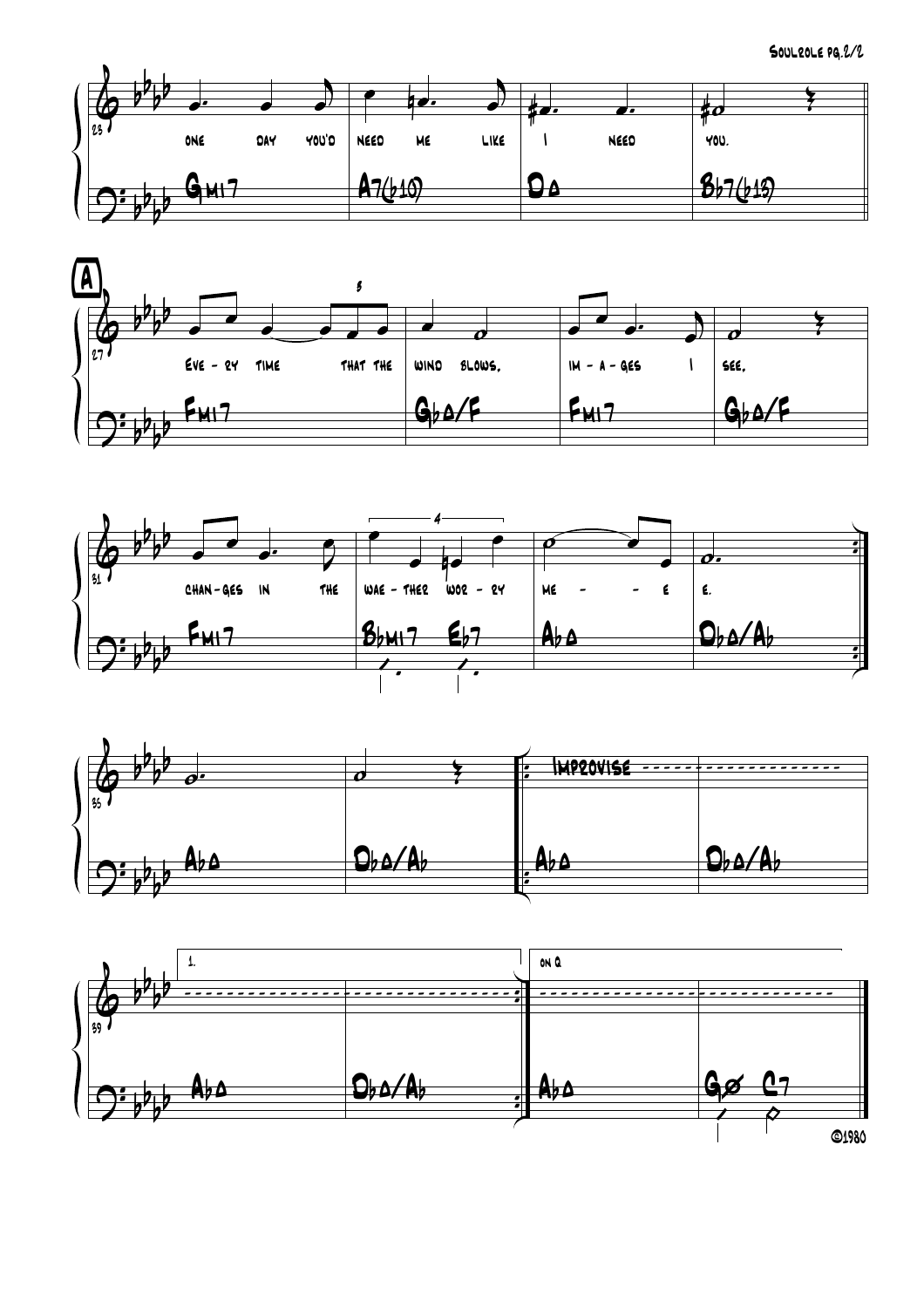23

Gmi7 | A7(b10) | DΔ | Bb7(b13)

one day you'd need me like I need you.

**A**

27

Fmi7 | GbΔ/F | Fmi7 | GbΔ/F

Ev - ry time that the wind blows, im - a - ges I see,

31

Fmi7 | Bbmi7 Eb7 | AbΔ | DbΔ/Ab

chan - ges in the wae - ther wor - ry me - - e e.

35

AbΔ | DbΔ/Ab | AbΔ | DbΔ/Ab

Improvise

39

1.

AbΔ | DbΔ/Ab

on Q

AbΔ | Gø C7

©1980